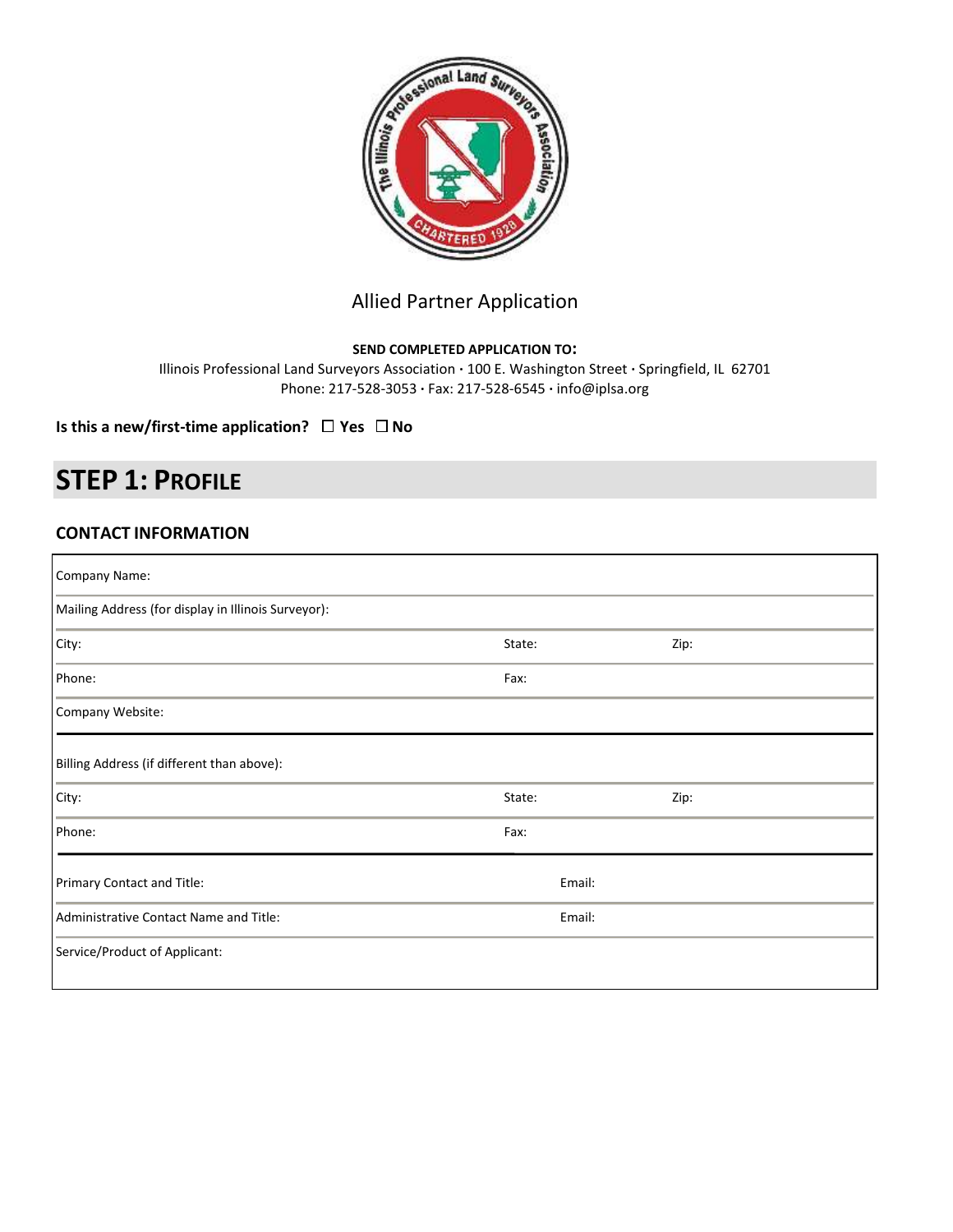# Allied Partner Application

**SEND COMPLETED APPLICATION TO:**

Illinois Professional Land Surveyors Association · 100 E. Washington Street · Springfield, IL 62701
Phone: 217-528-3053 · Fax: 217-528-6545 · info@iplsa.org

**Is this a new/first-time application?** ☐ **Yes** ☐ **No**

## STEP 1: PROFILE

### CONTACT INFORMATION

| | | |
|---|---|---|
| Company Name: | | |
| Mailing Address (for display in Illinois Surveyor): | | |
| City: | State: | Zip: |
| Phone: | Fax: | |
| Company Website: | | |
| Billing Address (if different than above): | | |
| City: | State: | Zip: |
| Phone: | Fax: | |
| Primary Contact and Title: | Email: | |
| Administrative Contact Name and Title: | Email: | |
| Service/Product of Applicant: | | |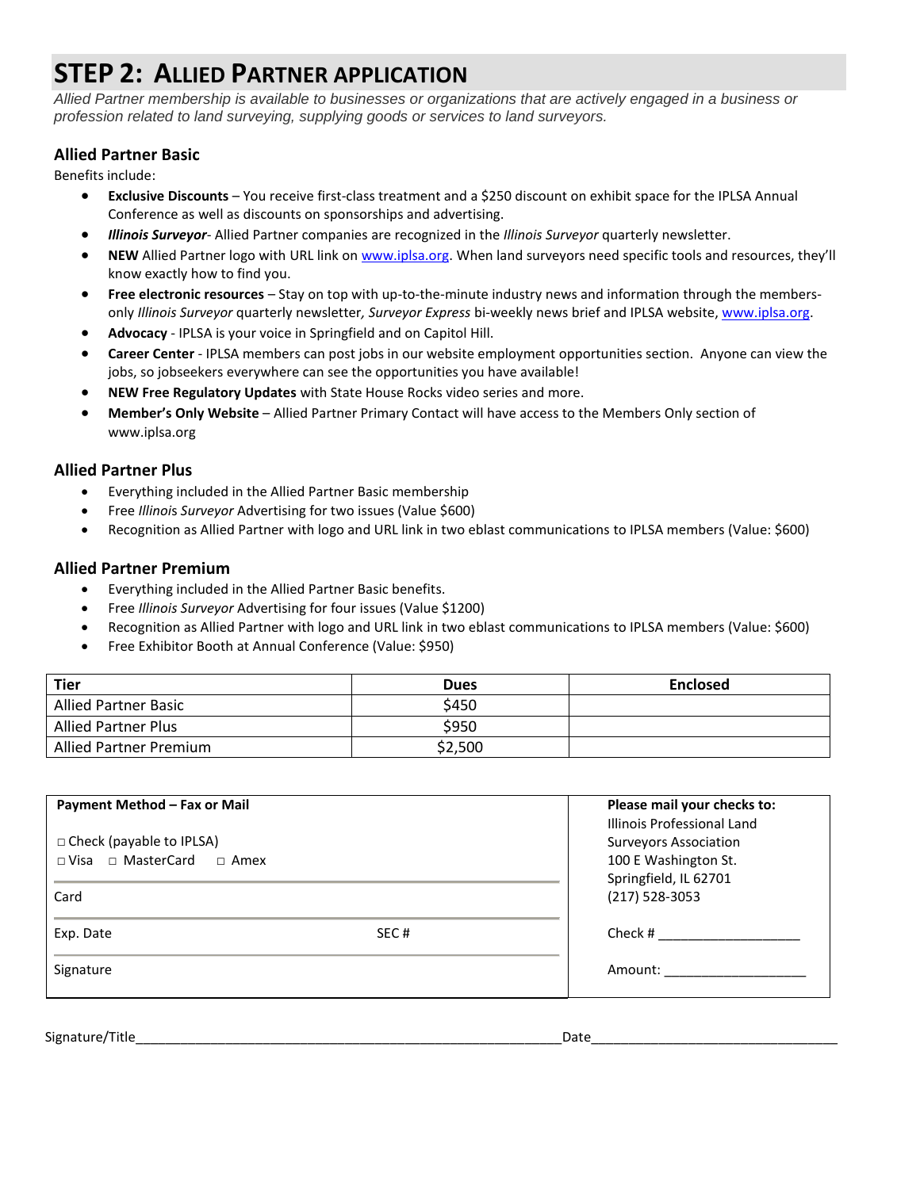# STEP 2: ALLIED PARTNER APPLICATION

*Allied Partner membership is available to businesses or organizations that are actively engaged in a business or profession related to land surveying, supplying goods or services to land surveyors.*

### Allied Partner Basic

Benefits include:

- **Exclusive Discounts** – You receive first-class treatment and a $250 discount on exhibit space for the IPLSA Annual Conference as well as discounts on sponsorships and advertising.
- ***Illinois Surveyor***- Allied Partner companies are recognized in the *Illinois Surveyor* quarterly newsletter.
- **NEW** Allied Partner logo with URL link on www.iplsa.org. When land surveyors need specific tools and resources, they'll know exactly how to find you.
- **Free electronic resources** – Stay on top with up-to-the-minute industry news and information through the members-only *Illinois Surveyor* quarterly newsletter*, Surveyor Express* bi-weekly news brief and IPLSA website, www.iplsa.org.
- **Advocacy** - IPLSA is your voice in Springfield and on Capitol Hill.
- **Career Center** - IPLSA members can post jobs in our website employment opportunities section. Anyone can view the jobs, so jobseekers everywhere can see the opportunities you have available!
- **NEW Free Regulatory Updates** with State House Rocks video series and more.
- **Member's Only Website** – Allied Partner Primary Contact will have access to the Members Only section of www.iplsa.org

### Allied Partner Plus

- Everything included in the Allied Partner Basic membership
- Free *Illinois Surveyor* Advertising for two issues (Value $600)
- Recognition as Allied Partner with logo and URL link in two eblast communications to IPLSA members (Value: $600)

### Allied Partner Premium

- Everything included in the Allied Partner Basic benefits.
- Free *Illinois Surveyor* Advertising for four issues (Value $1200)
- Recognition as Allied Partner with logo and URL link in two eblast communications to IPLSA members (Value: $600)
- Free Exhibitor Booth at Annual Conference (Value: $950)

| Tier | Dues | Enclosed |
|---|---|---|
| Allied Partner Basic | $450 | |
| Allied Partner Plus | $950 | |
| Allied Partner Premium | $2,500 | |

| Payment Method – Fax or Mail | | Please mail your checks to: |
|---|---|---|
| □ Check (payable to IPLSA)<br>□ Visa □ MasterCard □ Amex | | Illinois Professional Land Surveyors Association<br>100 E Washington St.<br>Springfield, IL 62701<br>(217) 528-3053 |
| Card | | |
| Exp. Date | SEC # | Check # ___________________ |
| Signature | | Amount: ___________________ |

Signature/Title_________________________________________________________Date_________________________________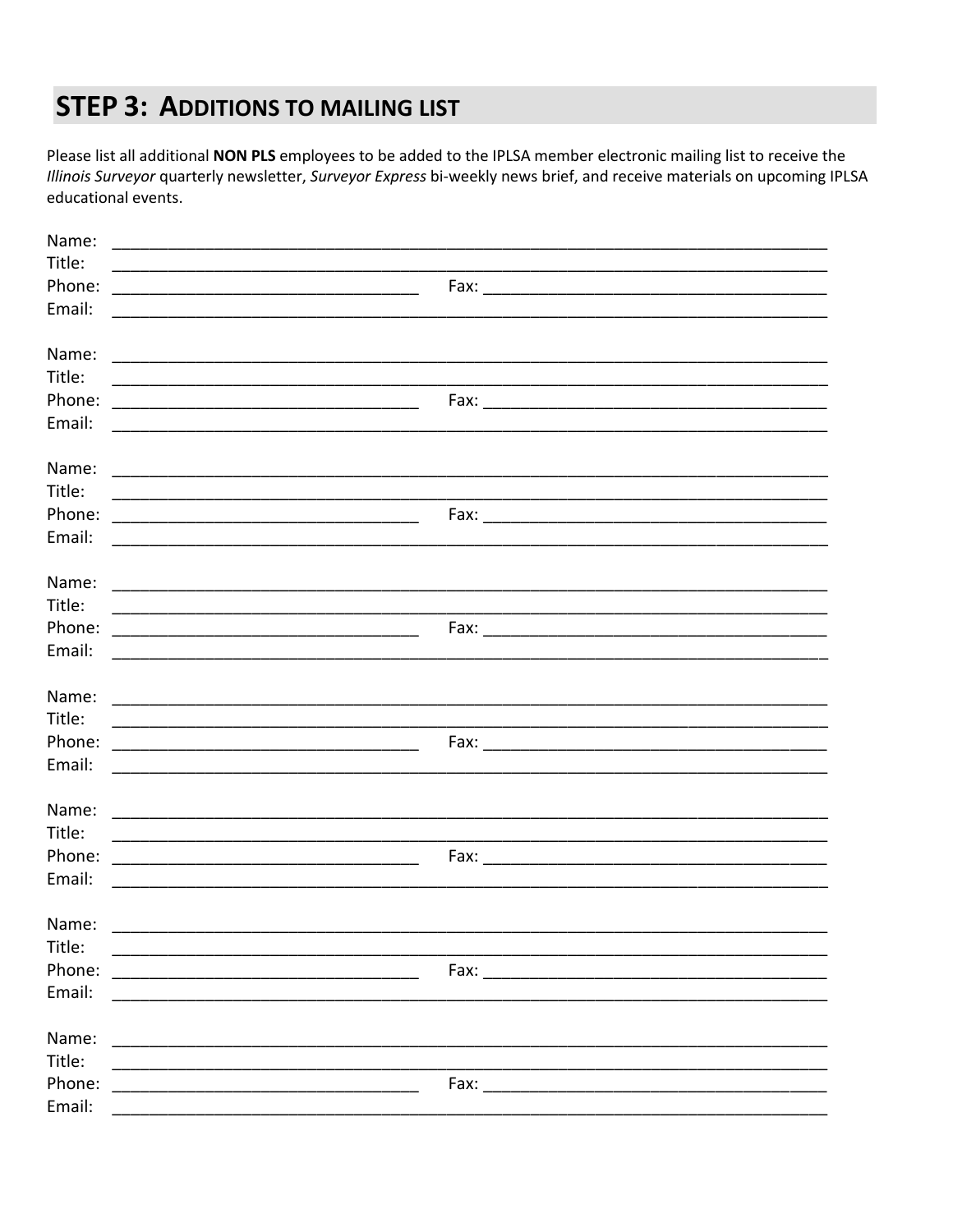## STEP 3: ADDITIONS TO MAILING LIST

Please list all additional **NON PLS** employees to be added to the IPLSA member electronic mailing list to receive the *Illinois Surveyor* quarterly newsletter, *Surveyor Express* bi-weekly news brief, and receive materials on upcoming IPLSA educational events.

Name: ____________________________________________________________________________
Title: ____________________________________________________________________________
Phone: _________________________________ Fax: _____________________________________
Email: ____________________________________________________________________________

Name: ____________________________________________________________________________
Title: ____________________________________________________________________________
Phone: _________________________________ Fax: _____________________________________
Email: ____________________________________________________________________________

Name: ____________________________________________________________________________
Title: ____________________________________________________________________________
Phone: _________________________________ Fax: _____________________________________
Email: ____________________________________________________________________________

Name: ____________________________________________________________________________
Title: ____________________________________________________________________________
Phone: _________________________________ Fax: _____________________________________
Email: ____________________________________________________________________________

Name: ____________________________________________________________________________
Title: ____________________________________________________________________________
Phone: _________________________________ Fax: _____________________________________
Email: ____________________________________________________________________________

Name: ____________________________________________________________________________
Title: ____________________________________________________________________________
Phone: _________________________________ Fax: _____________________________________
Email: ____________________________________________________________________________

Name: ____________________________________________________________________________
Title: ____________________________________________________________________________
Phone: _________________________________ Fax: _____________________________________
Email: ____________________________________________________________________________

Name: ____________________________________________________________________________
Title: ____________________________________________________________________________
Phone: _________________________________ Fax: _____________________________________
Email: ____________________________________________________________________________